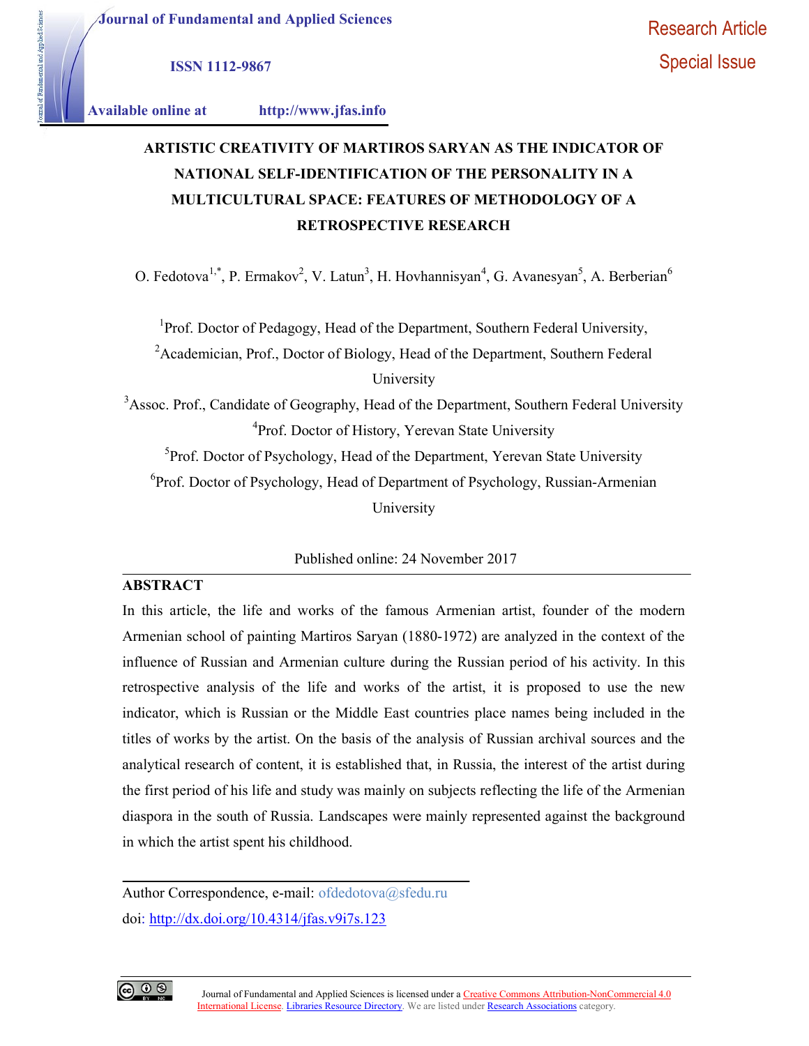# ARTISTIC CREATIVITY OF MARTIROS SARYAN AS THE INDICATOR OF NATIONAL SELF-IDENTIFICATION OF THE PERSONALITY IN A MULTICULTURAL SPACE: FEATURES OF METHODOLOGY OF A RETROSPECTIVE RESEARCH

O. Fedotova[1,*], P. Ermakov[2], V. Latun[3], H. Hovhannisyan[4], G. Avanesyan[5], A. Berberian[6]

[1]Prof. Doctor of Pedagogy, Head of the Department, Southern Federal University,

[2]Academician, Prof., Doctor of Biology, Head of the Department, Southern Federal University

[3]Assoc. Prof., Candidate of Geography, Head of the Department, Southern Federal University

[4]Prof. Doctor of History, Yerevan State University

[5]Prof. Doctor of Psychology, Head of the Department, Yerevan State University

[6]Prof. Doctor of Psychology, Head of Department of Psychology, Russian-Armenian University

Published online: 24 November 2017

## ABSTRACT

In this article, the life and works of the famous Armenian artist, founder of the modern Armenian school of painting Martiros Saryan (1880-1972) are analyzed in the context of the influence of Russian and Armenian culture during the Russian period of his activity. In this retrospective analysis of the life and works of the artist, it is proposed to use the new indicator, which is Russian or the Middle East countries place names being included in the titles of works by the artist. On the basis of the analysis of Russian archival sources and the analytical research of content, it is established that, in Russia, the interest of the artist during the first period of his life and study was mainly on subjects reflecting the life of the Armenian diaspora in the south of Russia. Landscapes were mainly represented against the background in which the artist spent his childhood.

---

Author Correspondence, e-mail: ofdedotova@sfedu.ru

doi: http://dx.doi.org/10.4314/jfas.v9i7s.123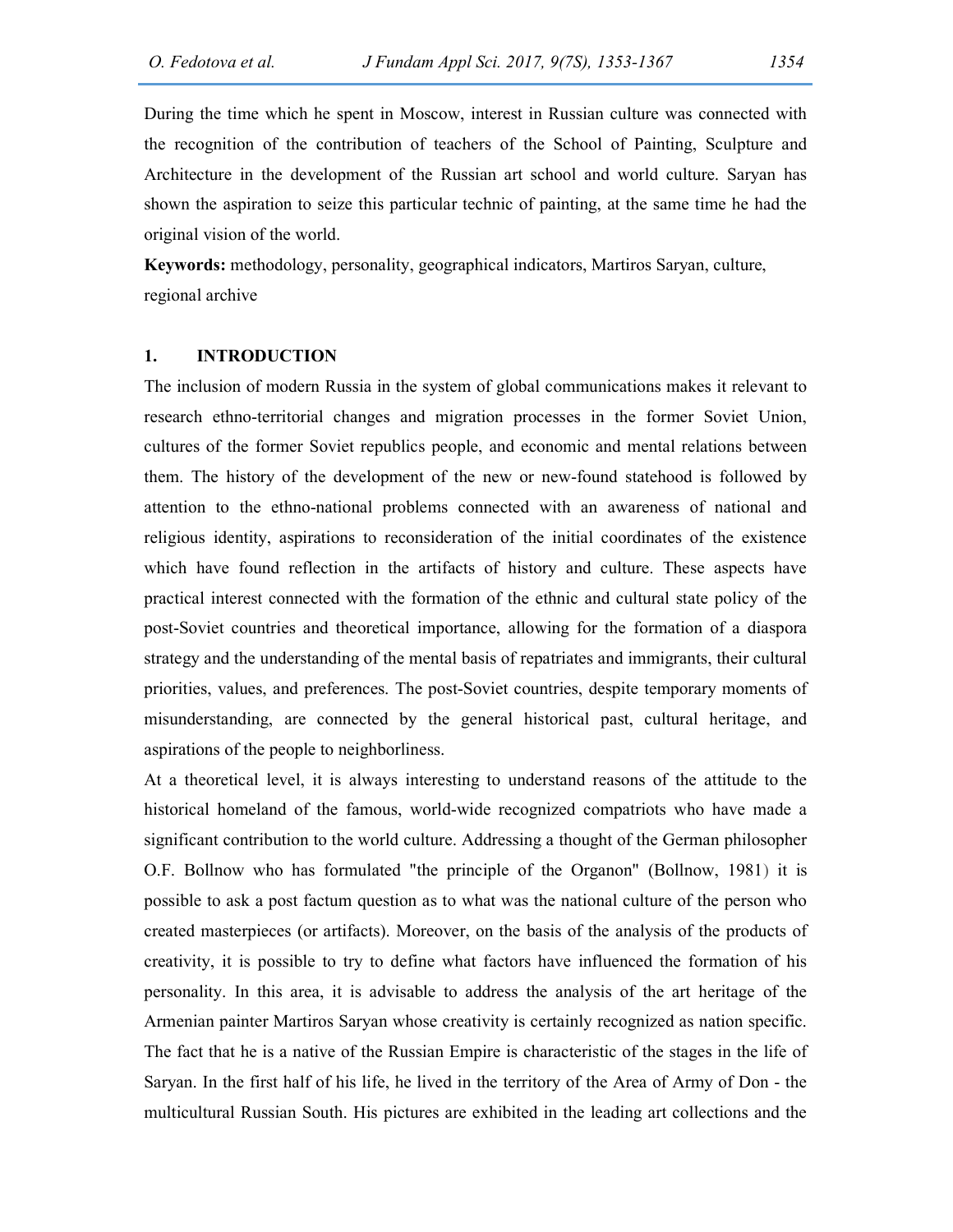During the time which he spent in Moscow, interest in Russian culture was connected with the recognition of the contribution of teachers of the School of Painting, Sculpture and Architecture in the development of the Russian art school and world culture. Saryan has shown the aspiration to seize this particular technic of painting, at the same time he had the original vision of the world.

**Keywords:** methodology, personality, geographical indicators, Martiros Saryan, culture, regional archive

## 1. INTRODUCTION

The inclusion of modern Russia in the system of global communications makes it relevant to research ethno-territorial changes and migration processes in the former Soviet Union, cultures of the former Soviet republics people, and economic and mental relations between them. The history of the development of the new or new-found statehood is followed by attention to the ethno-national problems connected with an awareness of national and religious identity, aspirations to reconsideration of the initial coordinates of the existence which have found reflection in the artifacts of history and culture. These aspects have practical interest connected with the formation of the ethnic and cultural state policy of the post-Soviet countries and theoretical importance, allowing for the formation of a diaspora strategy and the understanding of the mental basis of repatriates and immigrants, their cultural priorities, values, and preferences. The post-Soviet countries, despite temporary moments of misunderstanding, are connected by the general historical past, cultural heritage, and aspirations of the people to neighborliness.

At a theoretical level, it is always interesting to understand reasons of the attitude to the historical homeland of the famous, world-wide recognized compatriots who have made a significant contribution to the world culture. Addressing a thought of the German philosopher O.F. Bollnow who has formulated "the principle of the Organon" (Bollnow, 1981) it is possible to ask a post factum question as to what was the national culture of the person who created masterpieces (or artifacts). Moreover, on the basis of the analysis of the products of creativity, it is possible to try to define what factors have influenced the formation of his personality. In this area, it is advisable to address the analysis of the art heritage of the Armenian painter Martiros Saryan whose creativity is certainly recognized as nation specific. The fact that he is a native of the Russian Empire is characteristic of the stages in the life of Saryan. In the first half of his life, he lived in the territory of the Area of Army of Don - the multicultural Russian South. His pictures are exhibited in the leading art collections and the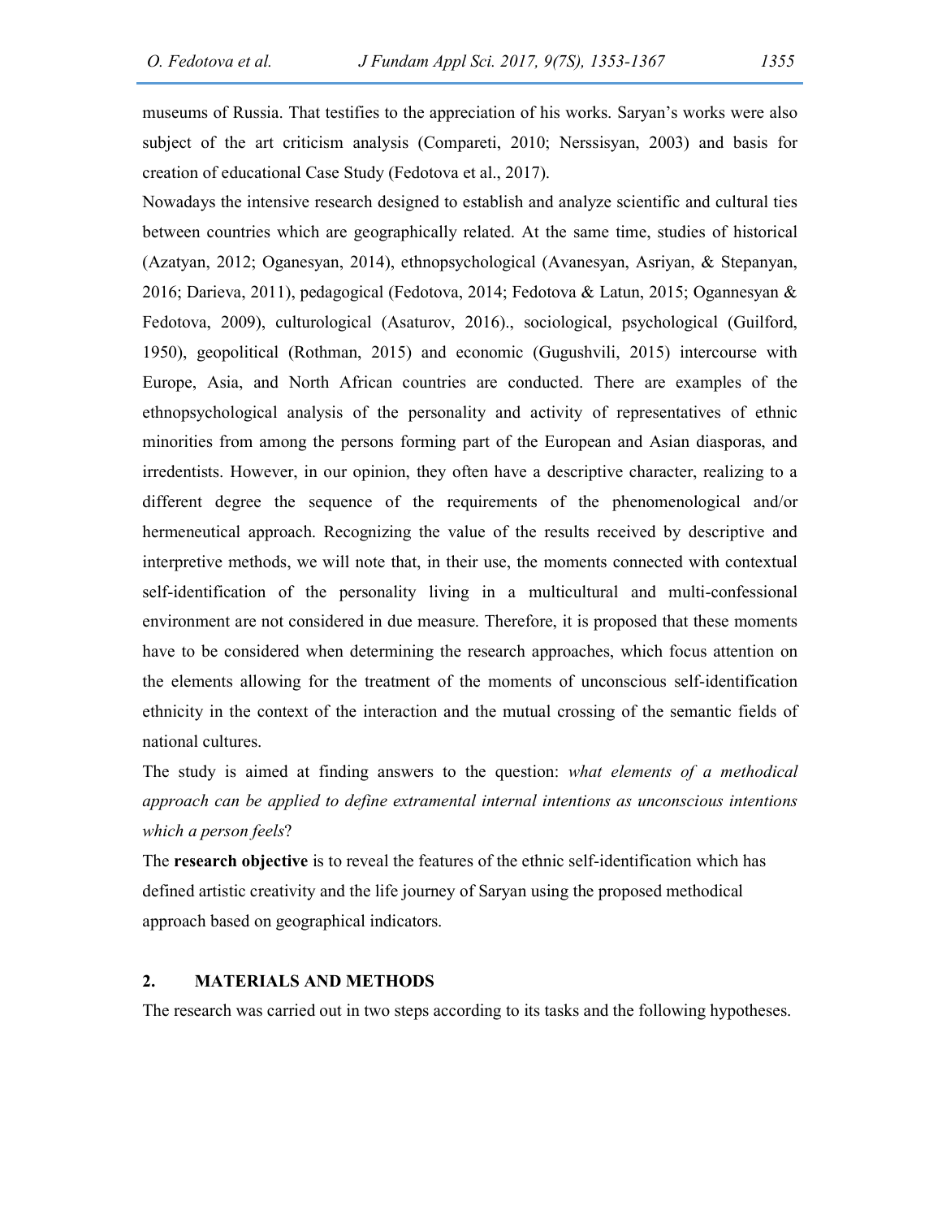museums of Russia. That testifies to the appreciation of his works. Saryan's works were also subject of the art criticism analysis (Compareti, 2010; Nerssisyan, 2003) and basis for creation of educational Case Study (Fedotova et al., 2017).

Nowadays the intensive research designed to establish and analyze scientific and cultural ties between countries which are geographically related. At the same time, studies of historical (Azatyan, 2012; Oganesyan, 2014), ethnopsychological (Avanesyan, Asriyan, & Stepanyan, 2016; Darieva, 2011), pedagogical (Fedotova, 2014; Fedotova & Latun, 2015; Ogannesyan & Fedotova, 2009), culturological (Asaturov, 2016)., sociological, psychological (Guilford, 1950), geopolitical (Rothman, 2015) and economic (Gugushvili, 2015) intercourse with Europe, Asia, and North African countries are conducted. There are examples of the ethnopsychological analysis of the personality and activity of representatives of ethnic minorities from among the persons forming part of the European and Asian diasporas, and irredentists. However, in our opinion, they often have a descriptive character, realizing to a different degree the sequence of the requirements of the phenomenological and/or hermeneutical approach. Recognizing the value of the results received by descriptive and interpretive methods, we will note that, in their use, the moments connected with contextual self-identification of the personality living in a multicultural and multi-confessional environment are not considered in due measure. Therefore, it is proposed that these moments have to be considered when determining the research approaches, which focus attention on the elements allowing for the treatment of the moments of unconscious self-identification ethnicity in the context of the interaction and the mutual crossing of the semantic fields of national cultures.

The study is aimed at finding answers to the question: *what elements of a methodical approach can be applied to define extramental internal intentions as unconscious intentions which a person feels*?

The **research objective** is to reveal the features of the ethnic self-identification which has defined artistic creativity and the life journey of Saryan using the proposed methodical approach based on geographical indicators.

## 2. MATERIALS AND METHODS

The research was carried out in two steps according to its tasks and the following hypotheses.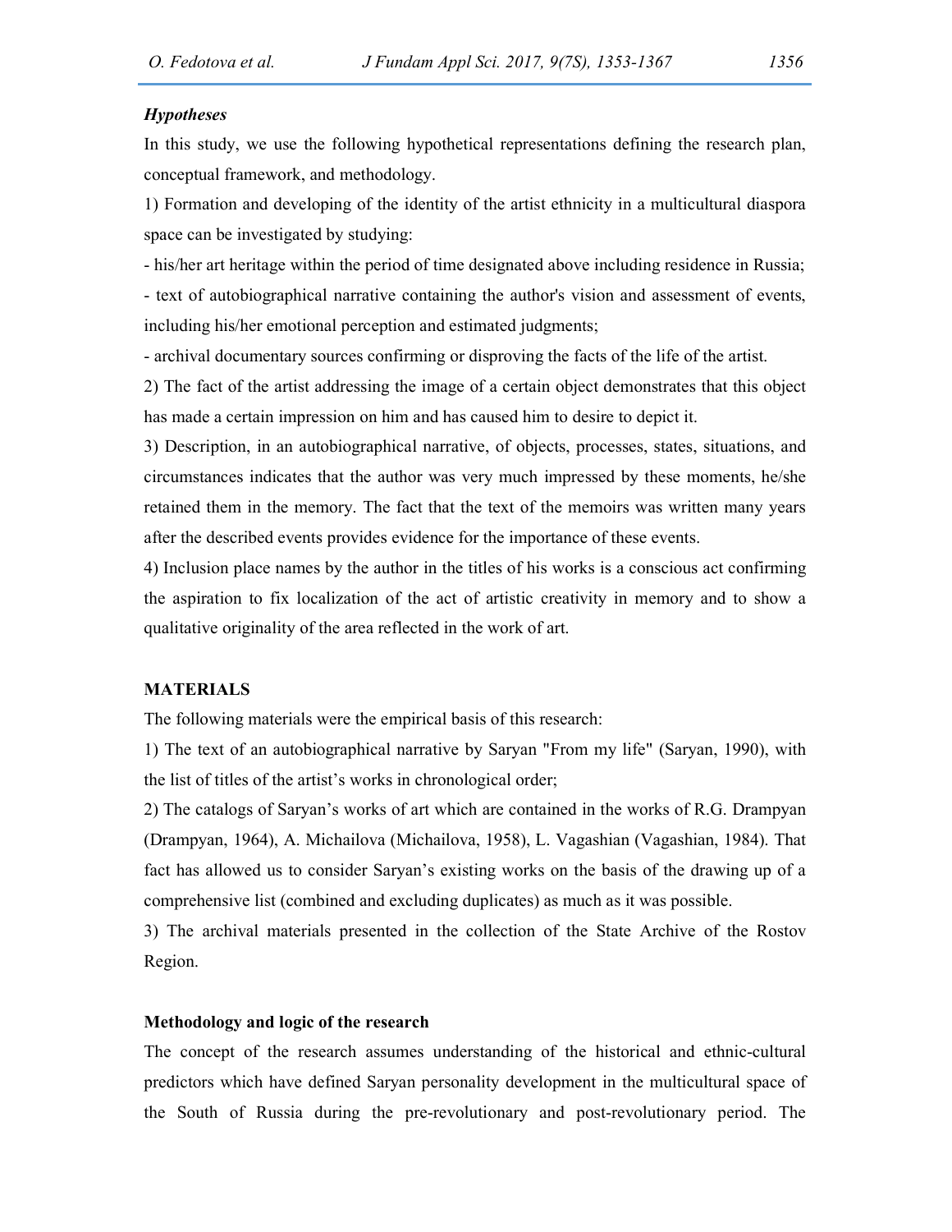### *Hypotheses*

In this study, we use the following hypothetical representations defining the research plan, conceptual framework, and methodology.

1) Formation and developing of the identity of the artist ethnicity in a multicultural diaspora space can be investigated by studying:

- his/her art heritage within the period of time designated above including residence in Russia;
- text of autobiographical narrative containing the author's vision and assessment of events, including his/her emotional perception and estimated judgments;
- archival documentary sources confirming or disproving the facts of the life of the artist.

2) The fact of the artist addressing the image of a certain object demonstrates that this object has made a certain impression on him and has caused him to desire to depict it.

3) Description, in an autobiographical narrative, of objects, processes, states, situations, and circumstances indicates that the author was very much impressed by these moments, he/she retained them in the memory. The fact that the text of the memoirs was written many years after the described events provides evidence for the importance of these events.

4) Inclusion place names by the author in the titles of his works is a conscious act confirming the aspiration to fix localization of the act of artistic creativity in memory and to show a qualitative originality of the area reflected in the work of art.

## MATERIALS

The following materials were the empirical basis of this research:

1) The text of an autobiographical narrative by Saryan "From my life" (Saryan, 1990), with the list of titles of the artist's works in chronological order;

2) The catalogs of Saryan's works of art which are contained in the works of R.G. Drampyan (Drampyan, 1964), A. Michailova (Michailova, 1958), L. Vagashian (Vagashian, 1984). That fact has allowed us to consider Saryan's existing works on the basis of the drawing up of a comprehensive list (combined and excluding duplicates) as much as it was possible.

3) The archival materials presented in the collection of the State Archive of the Rostov Region.

### Methodology and logic of the research

The concept of the research assumes understanding of the historical and ethnic-cultural predictors which have defined Saryan personality development in the multicultural space of the South of Russia during the pre-revolutionary and post-revolutionary period. The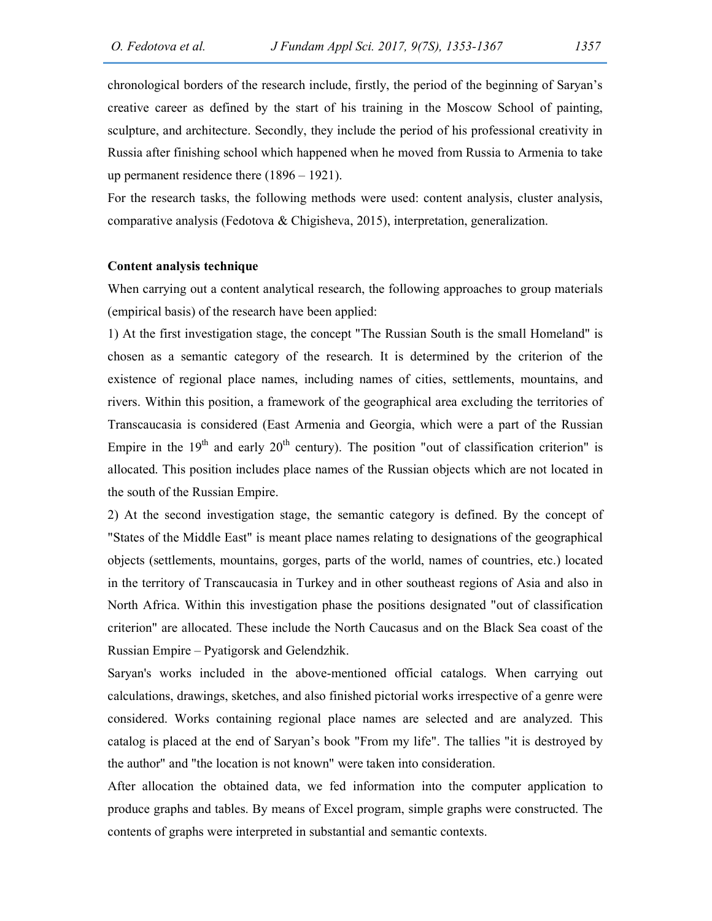chronological borders of the research include, firstly, the period of the beginning of Saryan's creative career as defined by the start of his training in the Moscow School of painting, sculpture, and architecture. Secondly, they include the period of his professional creativity in Russia after finishing school which happened when he moved from Russia to Armenia to take up permanent residence there (1896 – 1921).

For the research tasks, the following methods were used: content analysis, cluster analysis, comparative analysis (Fedotova & Chigisheva, 2015), interpretation, generalization.

**Content analysis technique**

When carrying out a content analytical research, the following approaches to group materials (empirical basis) of the research have been applied:

1) At the first investigation stage, the concept "The Russian South is the small Homeland" is chosen as a semantic category of the research. It is determined by the criterion of the existence of regional place names, including names of cities, settlements, mountains, and rivers. Within this position, a framework of the geographical area excluding the territories of Transcaucasia is considered (East Armenia and Georgia, which were a part of the Russian Empire in the 19th and early 20th century). The position "out of classification criterion" is allocated. This position includes place names of the Russian objects which are not located in the south of the Russian Empire.

2) At the second investigation stage, the semantic category is defined. By the concept of "States of the Middle East" is meant place names relating to designations of the geographical objects (settlements, mountains, gorges, parts of the world, names of countries, etc.) located in the territory of Transcaucasia in Turkey and in other southeast regions of Asia and also in North Africa. Within this investigation phase the positions designated "out of classification criterion" are allocated. These include the North Caucasus and on the Black Sea coast of the Russian Empire – Pyatigorsk and Gelendzhik.

Saryan's works included in the above-mentioned official catalogs. When carrying out calculations, drawings, sketches, and also finished pictorial works irrespective of a genre were considered. Works containing regional place names are selected and are analyzed. This catalog is placed at the end of Saryan's book "From my life". The tallies "it is destroyed by the author" and "the location is not known" were taken into consideration.

After allocation the obtained data, we fed information into the computer application to produce graphs and tables. By means of Excel program, simple graphs were constructed. The contents of graphs were interpreted in substantial and semantic contexts.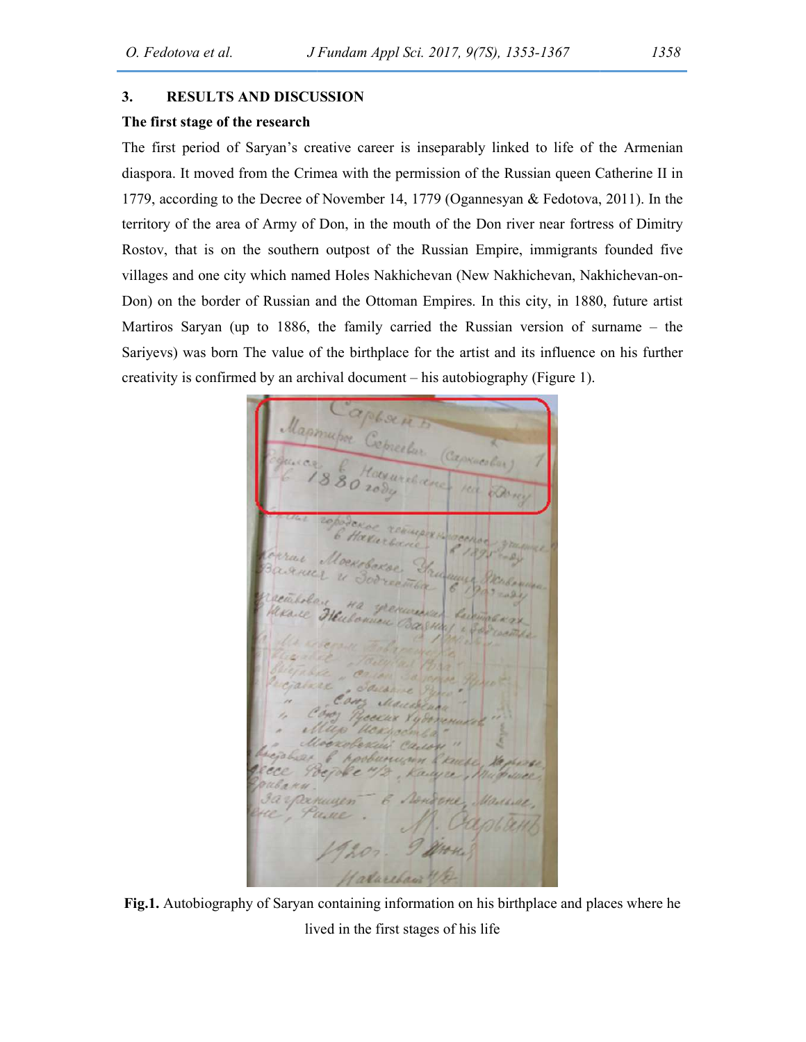## 3. RESULTS AND DISCUSSION

### The first stage of the research

The first period of Saryan's creative career is inseparably linked to life of the Armenian diaspora. It moved from the Crimea with the permission of the Russian queen Catherine II in 1779, according to the Decree of November 14, 1779 (Ogannesyan & Fedotova, 2011). In the territory of the area of Army of Don, in the mouth of the Don river near fortress of Dimitry Rostov, that is on the southern outpost of the Russian Empire, immigrants founded five villages and one city which named Holes Nakhichevan (New Nakhichevan, Nakhichevan-on-Don) on the border of Russian and the Ottoman Empires. In this city, in 1880, future artist Martiros Saryan (up to 1886, the family carried the Russian version of surname – the Sariyevs) was born The value of the birthplace for the artist and its influence on his further creativity is confirmed by an archival document – his autobiography (Figure 1).

**Fig.1.** Autobiography of Saryan containing information on his birthplace and places where he lived in the first stages of his life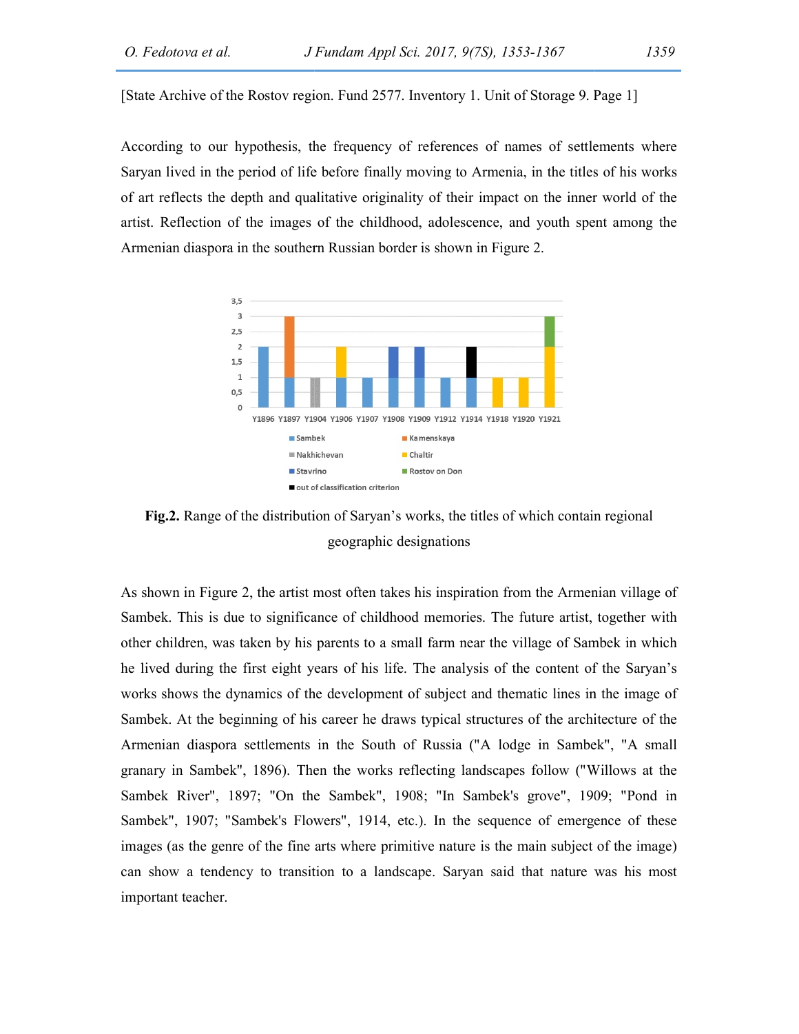[State Archive of the Rostov region. Fund 2577. Inventory 1. Unit of Storage 9. Page 1]

According to our hypothesis, the frequency of references of names of settlements where Saryan lived in the period of life before finally moving to Armenia, in the titles of his works of art reflects the depth and qualitative originality of their impact on the inner world of the artist. Reflection of the images of the childhood, adolescence, and youth spent among the Armenian diaspora in the southern Russian border is shown in Figure 2.

**Fig.2.** Range of the distribution of Saryan's works, the titles of which contain regional geographic designations

As shown in Figure 2, the artist most often takes his inspiration from the Armenian village of Sambek. This is due to significance of childhood memories. The future artist, together with other children, was taken by his parents to a small farm near the village of Sambek in which he lived during the first eight years of his life. The analysis of the content of the Saryan's works shows the dynamics of the development of subject and thematic lines in the image of Sambek. At the beginning of his career he draws typical structures of the architecture of the Armenian diaspora settlements in the South of Russia ("A lodge in Sambek", "A small granary in Sambek", 1896). Then the works reflecting landscapes follow ("Willows at the Sambek River", 1897; "On the Sambek", 1908; "In Sambek's grove", 1909; "Pond in Sambek", 1907; "Sambek's Flowers", 1914, etc.). In the sequence of emergence of these images (as the genre of the fine arts where primitive nature is the main subject of the image) can show a tendency to transition to a landscape. Saryan said that nature was his most important teacher.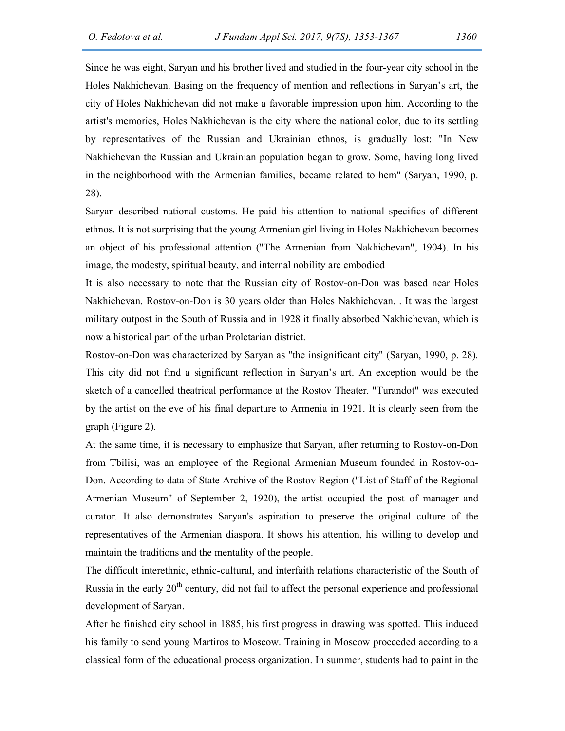Since he was eight, Saryan and his brother lived and studied in the four-year city school in the Holes Nakhichevan. Basing on the frequency of mention and reflections in Saryan's art, the city of Holes Nakhichevan did not make a favorable impression upon him. According to the artist's memories, Holes Nakhichevan is the city where the national color, due to its settling by representatives of the Russian and Ukrainian ethnos, is gradually lost: "In New Nakhichevan the Russian and Ukrainian population began to grow. Some, having long lived in the neighborhood with the Armenian families, became related to hem" (Saryan, 1990, p. 28).

Saryan described national customs. He paid his attention to national specifics of different ethnos. It is not surprising that the young Armenian girl living in Holes Nakhichevan becomes an object of his professional attention ("The Armenian from Nakhichevan", 1904). In his image, the modesty, spiritual beauty, and internal nobility are embodied

It is also necessary to note that the Russian city of Rostov-on-Don was based near Holes Nakhichevan. Rostov-on-Don is 30 years older than Holes Nakhichevan. . It was the largest military outpost in the South of Russia and in 1928 it finally absorbed Nakhichevan, which is now a historical part of the urban Proletarian district.

Rostov-on-Don was characterized by Saryan as "the insignificant city" (Saryan, 1990, p. 28). This city did not find a significant reflection in Saryan's art. An exception would be the sketch of a cancelled theatrical performance at the Rostov Theater. "Turandot" was executed by the artist on the eve of his final departure to Armenia in 1921. It is clearly seen from the graph (Figure 2).

At the same time, it is necessary to emphasize that Saryan, after returning to Rostov-on-Don from Tbilisi, was an employee of the Regional Armenian Museum founded in Rostov-on-Don. According to data of State Archive of the Rostov Region ("List of Staff of the Regional Armenian Museum" of September 2, 1920), the artist occupied the post of manager and curator. It also demonstrates Saryan's aspiration to preserve the original culture of the representatives of the Armenian diaspora. It shows his attention, his willing to develop and maintain the traditions and the mentality of the people.

The difficult interethnic, ethnic-cultural, and interfaith relations characteristic of the South of Russia in the early 20th century, did not fail to affect the personal experience and professional development of Saryan.

After he finished city school in 1885, his first progress in drawing was spotted. This induced his family to send young Martiros to Moscow. Training in Moscow proceeded according to a classical form of the educational process organization. In summer, students had to paint in the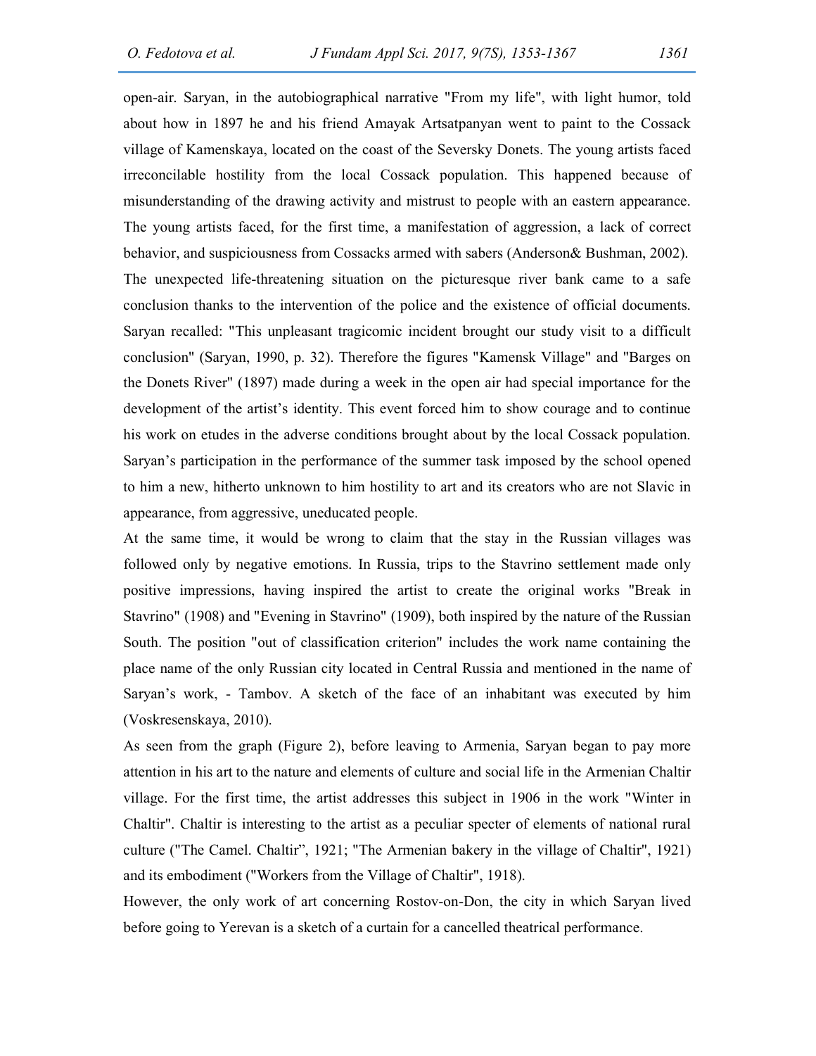open-air. Saryan, in the autobiographical narrative "From my life", with light humor, told about how in 1897 he and his friend Amayak Artsatpanyan went to paint to the Cossack village of Kamenskaya, located on the coast of the Seversky Donets. The young artists faced irreconcilable hostility from the local Cossack population. This happened because of misunderstanding of the drawing activity and mistrust to people with an eastern appearance. The young artists faced, for the first time, a manifestation of aggression, a lack of correct behavior, and suspiciousness from Cossacks armed with sabers (Anderson& Bushman, 2002). The unexpected life-threatening situation on the picturesque river bank came to a safe conclusion thanks to the intervention of the police and the existence of official documents. Saryan recalled: "This unpleasant tragicomic incident brought our study visit to a difficult conclusion" (Saryan, 1990, p. 32). Therefore the figures "Kamensk Village" and "Barges on the Donets River" (1897) made during a week in the open air had special importance for the development of the artist's identity. This event forced him to show courage and to continue his work on etudes in the adverse conditions brought about by the local Cossack population. Saryan's participation in the performance of the summer task imposed by the school opened to him a new, hitherto unknown to him hostility to art and its creators who are not Slavic in appearance, from aggressive, uneducated people.

At the same time, it would be wrong to claim that the stay in the Russian villages was followed only by negative emotions. In Russia, trips to the Stavrino settlement made only positive impressions, having inspired the artist to create the original works "Break in Stavrino" (1908) and "Evening in Stavrino" (1909), both inspired by the nature of the Russian South. The position "out of classification criterion" includes the work name containing the place name of the only Russian city located in Central Russia and mentioned in the name of Saryan's work, - Tambov. A sketch of the face of an inhabitant was executed by him (Voskresenskaya, 2010).

As seen from the graph (Figure 2), before leaving to Armenia, Saryan began to pay more attention in his art to the nature and elements of culture and social life in the Armenian Chaltir village. For the first time, the artist addresses this subject in 1906 in the work "Winter in Chaltir". Chaltir is interesting to the artist as a peculiar specter of elements of national rural culture ("The Camel. Chaltir", 1921; "The Armenian bakery in the village of Chaltir", 1921) and its embodiment ("Workers from the Village of Chaltir", 1918).

However, the only work of art concerning Rostov-on-Don, the city in which Saryan lived before going to Yerevan is a sketch of a curtain for a cancelled theatrical performance.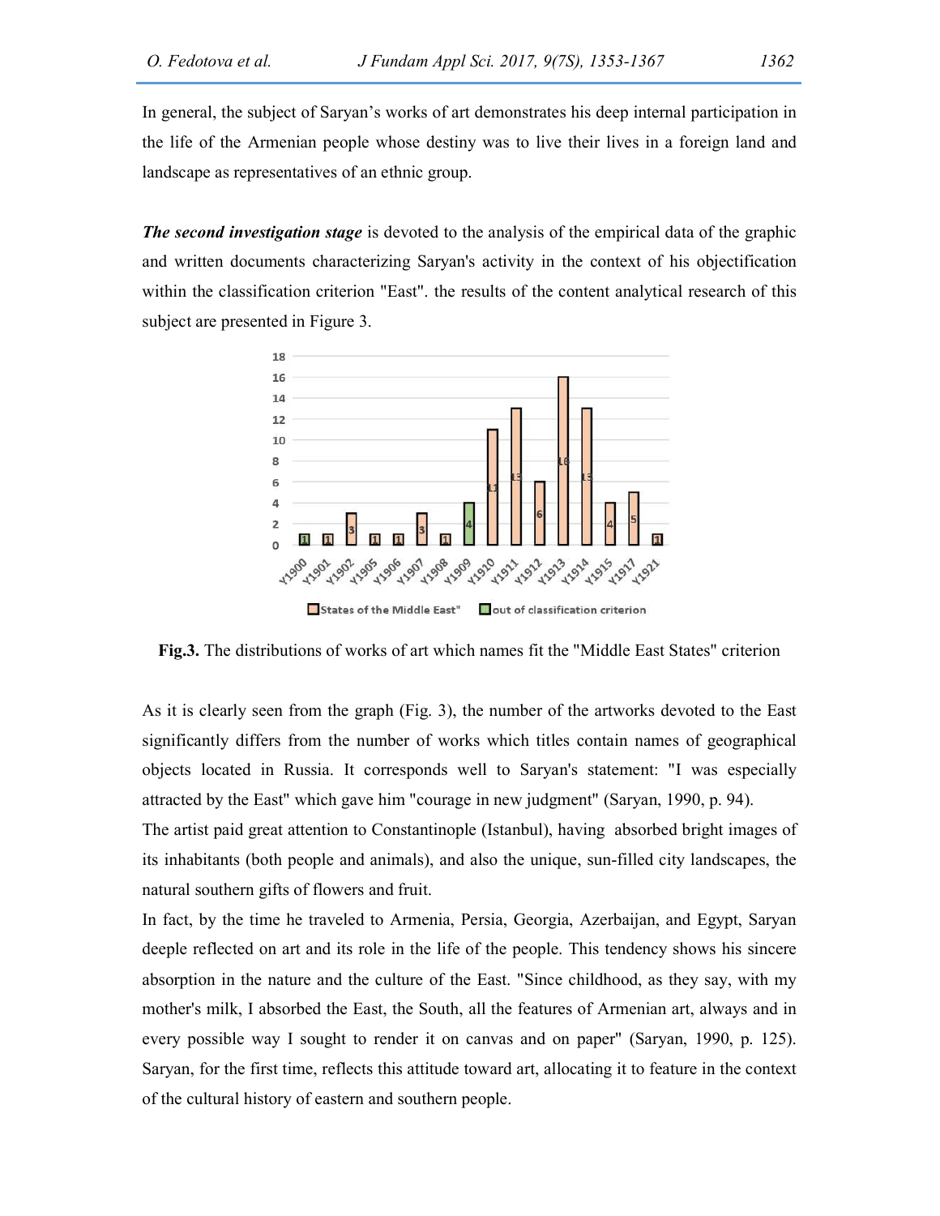In general, the subject of Saryan's works of art demonstrates his deep internal participation in the life of the Armenian people whose destiny was to live their lives in a foreign land and landscape as representatives of an ethnic group.

***The second investigation stage*** is devoted to the analysis of the empirical data of the graphic and written documents characterizing Saryan's activity in the context of his objectification within the classification criterion "East". the results of the content analytical research of this subject are presented in Figure 3.

**Fig.3.** The distributions of works of art which names fit the "Middle East States" criterion

As it is clearly seen from the graph (Fig. 3), the number of the artworks devoted to the East significantly differs from the number of works which titles contain names of geographical objects located in Russia. It corresponds well to Saryan's statement: "I was especially attracted by the East" which gave him "courage in new judgment" (Saryan, 1990, p. 94).

The artist paid great attention to Constantinople (Istanbul), having absorbed bright images of its inhabitants (both people and animals), and also the unique, sun-filled city landscapes, the natural southern gifts of flowers and fruit.

In fact, by the time he traveled to Armenia, Persia, Georgia, Azerbaijan, and Egypt, Saryan deeple reflected on art and its role in the life of the people. This tendency shows his sincere absorption in the nature and the culture of the East. "Since childhood, as they say, with my mother's milk, I absorbed the East, the South, all the features of Armenian art, always and in every possible way I sought to render it on canvas and on paper" (Saryan, 1990, p. 125). Saryan, for the first time, reflects this attitude toward art, allocating it to feature in the context of the cultural history of eastern and southern people.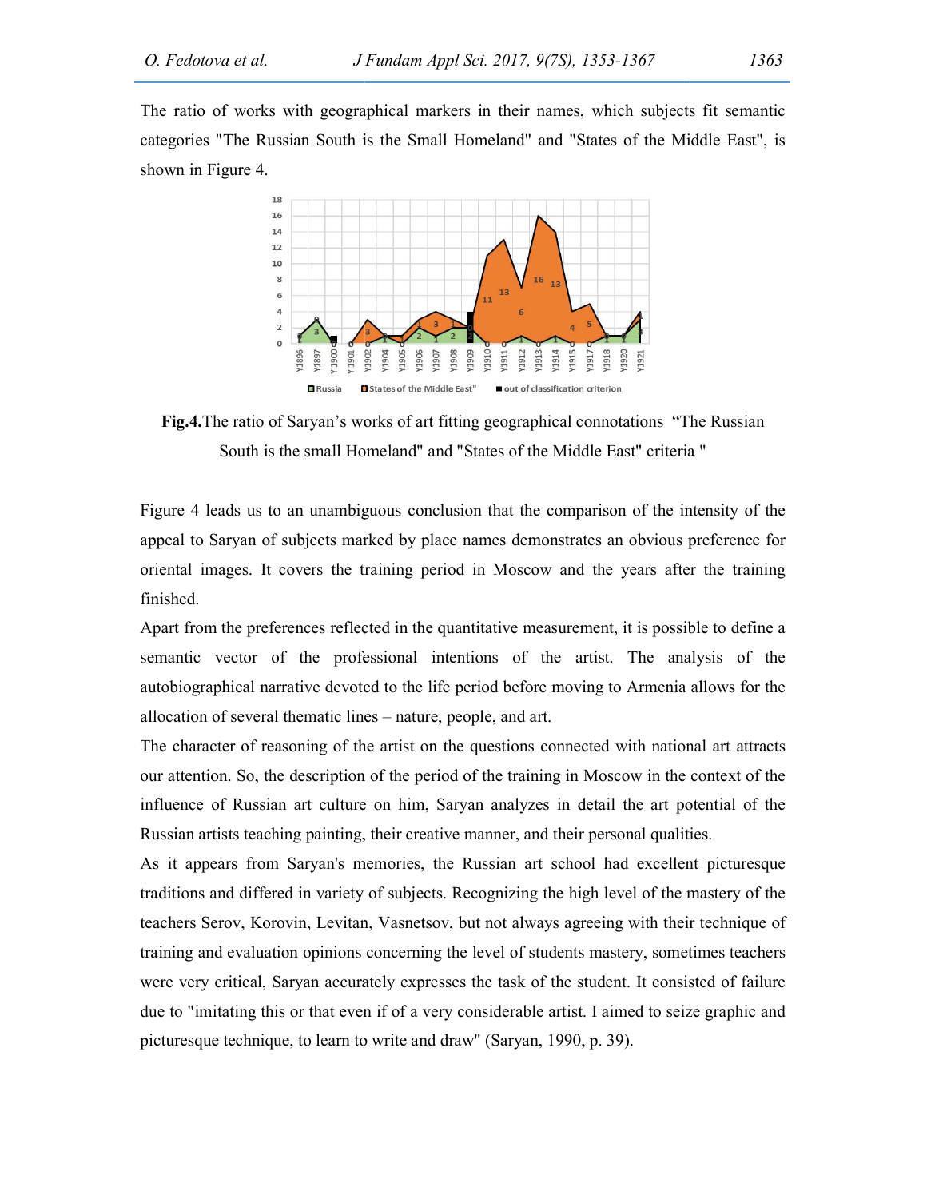The ratio of works with geographical markers in their names, which subjects fit semantic categories "The Russian South is the Small Homeland" and "States of the Middle East", is shown in Figure 4.

**Fig.4.**The ratio of Saryan's works of art fitting geographical connotations "The Russian South is the small Homeland" and "States of the Middle East" criteria "

Figure 4 leads us to an unambiguous conclusion that the comparison of the intensity of the appeal to Saryan of subjects marked by place names demonstrates an obvious preference for oriental images. It covers the training period in Moscow and the years after the training finished.

Apart from the preferences reflected in the quantitative measurement, it is possible to define a semantic vector of the professional intentions of the artist. The analysis of the autobiographical narrative devoted to the life period before moving to Armenia allows for the allocation of several thematic lines – nature, people, and art.

The character of reasoning of the artist on the questions connected with national art attracts our attention. So, the description of the period of the training in Moscow in the context of the influence of Russian art culture on him, Saryan analyzes in detail the art potential of the Russian artists teaching painting, their creative manner, and their personal qualities.

As it appears from Saryan's memories, the Russian art school had excellent picturesque traditions and differed in variety of subjects. Recognizing the high level of the mastery of the teachers Serov, Korovin, Levitan, Vasnetsov, but not always agreeing with their technique of training and evaluation opinions concerning the level of students mastery, sometimes teachers were very critical, Saryan accurately expresses the task of the student. It consisted of failure due to "imitating this or that even if of a very considerable artist. I aimed to seize graphic and picturesque technique, to learn to write and draw" (Saryan, 1990, p. 39).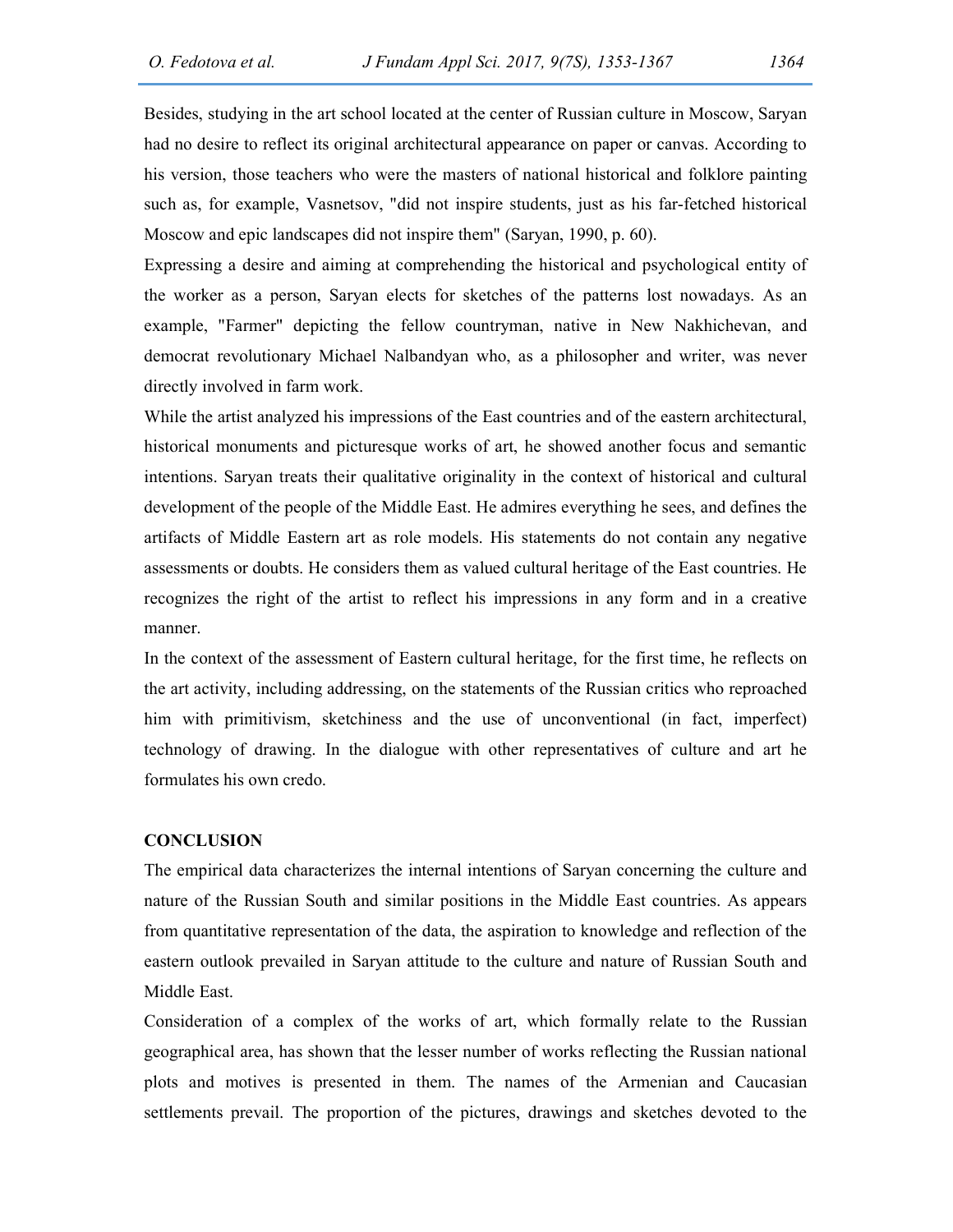Besides, studying in the art school located at the center of Russian culture in Moscow, Saryan had no desire to reflect its original architectural appearance on paper or canvas. According to his version, those teachers who were the masters of national historical and folklore painting such as, for example, Vasnetsov, "did not inspire students, just as his far-fetched historical Moscow and epic landscapes did not inspire them" (Saryan, 1990, p. 60).

Expressing a desire and aiming at comprehending the historical and psychological entity of the worker as a person, Saryan elects for sketches of the patterns lost nowadays. As an example, "Farmer" depicting the fellow countryman, native in New Nakhichevan, and democrat revolutionary Michael Nalbandyan who, as a philosopher and writer, was never directly involved in farm work.

While the artist analyzed his impressions of the East countries and of the eastern architectural, historical monuments and picturesque works of art, he showed another focus and semantic intentions. Saryan treats their qualitative originality in the context of historical and cultural development of the people of the Middle East. He admires everything he sees, and defines the artifacts of Middle Eastern art as role models. His statements do not contain any negative assessments or doubts. He considers them as valued cultural heritage of the East countries. He recognizes the right of the artist to reflect his impressions in any form and in a creative manner.

In the context of the assessment of Eastern cultural heritage, for the first time, he reflects on the art activity, including addressing, on the statements of the Russian critics who reproached him with primitivism, sketchiness and the use of unconventional (in fact, imperfect) technology of drawing. In the dialogue with other representatives of culture and art he formulates his own credo.

## CONCLUSION

The empirical data characterizes the internal intentions of Saryan concerning the culture and nature of the Russian South and similar positions in the Middle East countries. As appears from quantitative representation of the data, the aspiration to knowledge and reflection of the eastern outlook prevailed in Saryan attitude to the culture and nature of Russian South and Middle East.

Consideration of a complex of the works of art, which formally relate to the Russian geographical area, has shown that the lesser number of works reflecting the Russian national plots and motives is presented in them. The names of the Armenian and Caucasian settlements prevail. The proportion of the pictures, drawings and sketches devoted to the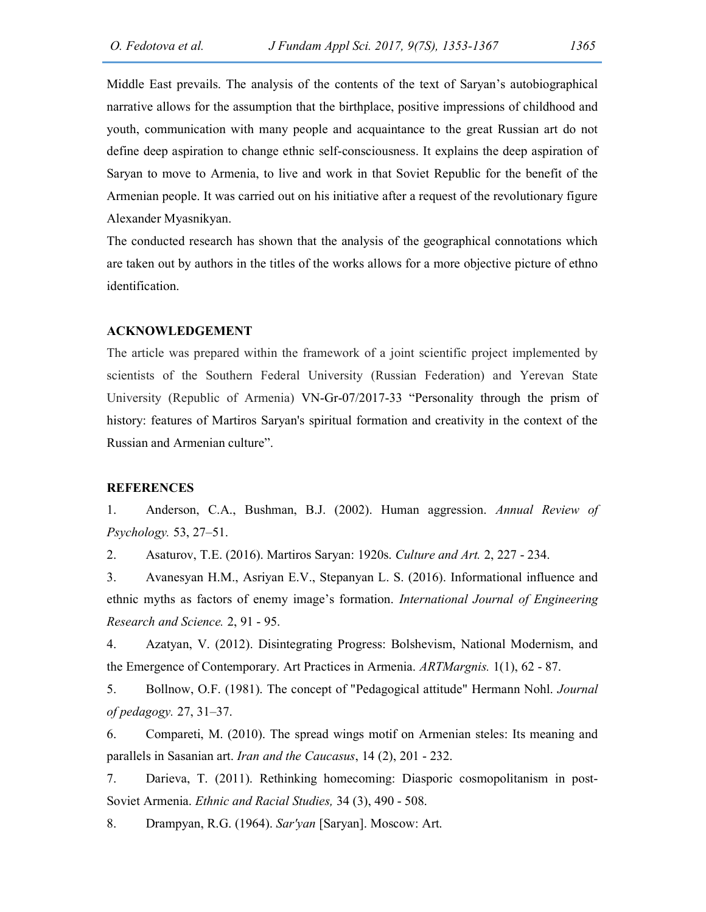Middle East prevails. The analysis of the contents of the text of Saryan's autobiographical narrative allows for the assumption that the birthplace, positive impressions of childhood and youth, communication with many people and acquaintance to the great Russian art do not define deep aspiration to change ethnic self-consciousness. It explains the deep aspiration of Saryan to move to Armenia, to live and work in that Soviet Republic for the benefit of the Armenian people. It was carried out on his initiative after a request of the revolutionary figure Alexander Myasnikyan.

The conducted research has shown that the analysis of the geographical connotations which are taken out by authors in the titles of the works allows for a more objective picture of ethno identification.

## ACKNOWLEDGEMENT

The article was prepared within the framework of a joint scientific project implemented by scientists of the Southern Federal University (Russian Federation) and Yerevan State University (Republic of Armenia) VN-Gr-07/2017-33 "Personality through the prism of history: features of Martiros Saryan's spiritual formation and creativity in the context of the Russian and Armenian culture".

## REFERENCES

1. Anderson, C.A., Bushman, B.J. (2002). Human aggression. *Annual Review of Psychology.* 53, 27–51.
2. Asaturov, T.E. (2016). Martiros Saryan: 1920s. *Culture and Art.* 2, 227 - 234.
3. Avanesyan H.M., Asriyan E.V., Stepanyan L. S. (2016). Informational influence and ethnic myths as factors of enemy image's formation. *International Journal of Engineering Research and Science.* 2, 91 - 95.
4. Azatyan, V. (2012). Disintegrating Progress: Bolshevism, National Modernism, and the Emergence of Contemporary. Art Practices in Armenia. *ARTMargnis.* 1(1), 62 - 87.
5. Bollnow, O.F. (1981). The concept of "Pedagogical attitude" Hermann Nohl. *Journal of pedagogy.* 27, 31–37.
6. Compareti, M. (2010). The spread wings motif on Armenian steles: Its meaning and parallels in Sasanian art. *Iran and the Caucasus*, 14 (2), 201 - 232.
7. Darieva, T. (2011). Rethinking homecoming: Diasporic cosmopolitanism in post-Soviet Armenia. *Ethnic and Racial Studies,* 34 (3), 490 - 508.
8. Drampyan, R.G. (1964). *Sar'yan* [Saryan]. Moscow: Art.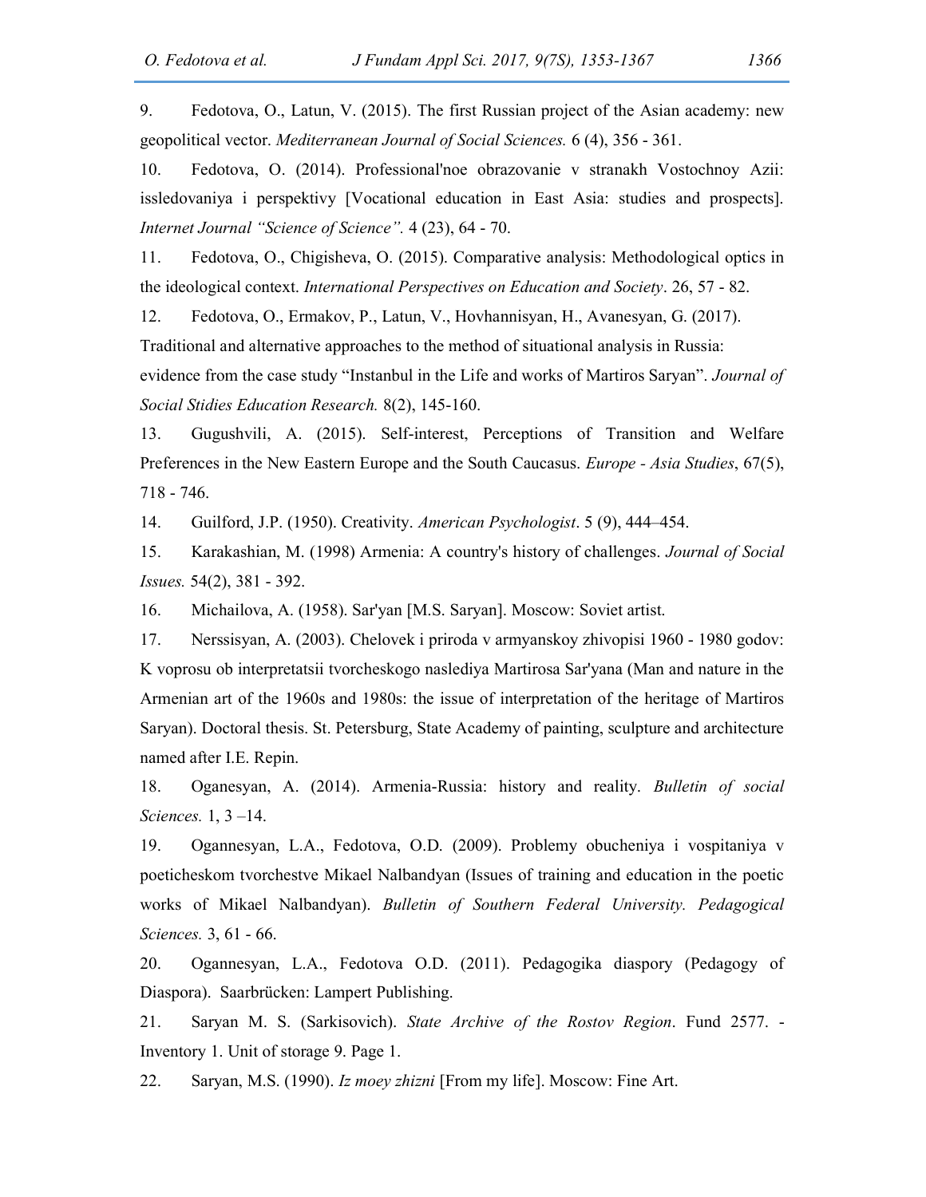9. Fedotova, O., Latun, V. (2015). The first Russian project of the Asian academy: new geopolitical vector. *Mediterranean Journal of Social Sciences.* 6 (4), 356 - 361.

10. Fedotova, O. (2014). Professional'noe obrazovanie v stranakh Vostochnoy Azii: issledovaniya i perspektivy [Vocational education in East Asia: studies and prospects]. *Internet Journal "Science of Science".* 4 (23), 64 - 70.

11. Fedotova, O., Chigisheva, O. (2015). Comparative analysis: Methodological optics in the ideological context. *International Perspectives on Education and Society*. 26, 57 - 82.

12. Fedotova, O., Ermakov, P., Latun, V., Hovhannisyan, H., Avanesyan, G. (2017). Traditional and alternative approaches to the method of situational analysis in Russia: evidence from the case study "Instanbul in the Life and works of Martiros Saryan". *Journal of Social Stidies Education Research.* 8(2), 145-160.

13. Gugushvili, A. (2015). Self-interest, Perceptions of Transition and Welfare Preferences in the New Eastern Europe and the South Caucasus. *Europe - Asia Studies*, 67(5), 718 - 746.

14. Guilford, J.P. (1950). Creativity. *American Psychologist*. 5 (9), 444–454.

15. Karakashian, M. (1998) Armenia: A country's history of challenges. *Journal of Social Issues.* 54(2), 381 - 392.

16. Michailova, A. (1958). Sar'yan [M.S. Saryan]. Moscow: Soviet artist.

17. Nerssisyan, A. (2003). Chelovek i priroda v armyanskoy zhivopisi 1960 - 1980 godov: K voprosu ob interpretatsii tvorcheskogo naslediya Martirosa Sar'yana (Man and nature in the Armenian art of the 1960s and 1980s: the issue of interpretation of the heritage of Martiros Saryan). Doctoral thesis. St. Petersburg, State Academy of painting, sculpture and architecture named after I.E. Repin.

18. Oganesyan, A. (2014). Armenia-Russia: history and reality. *Bulletin of social Sciences.* 1, 3 –14.

19. Ogannesyan, L.A., Fedotova, O.D. (2009). Problemy obucheniya i vospitaniya v poeticheskom tvorchestve Mikael Nalbandyan (Issues of training and education in the poetic works of Mikael Nalbandyan). *Bulletin of Southern Federal University. Pedagogical Sciences.* 3, 61 - 66.

20. Ogannesyan, L.A., Fedotova O.D. (2011). Pedagogika diaspory (Pedagogy of Diaspora). Saarbrücken: Lampert Publishing.

21. Saryan M. S. (Sarkisovich). *State Archive of the Rostov Region*. Fund 2577. - Inventory 1. Unit of storage 9. Page 1.

22. Saryan, M.S. (1990). *Iz moey zhizni* [From my life]. Moscow: Fine Art.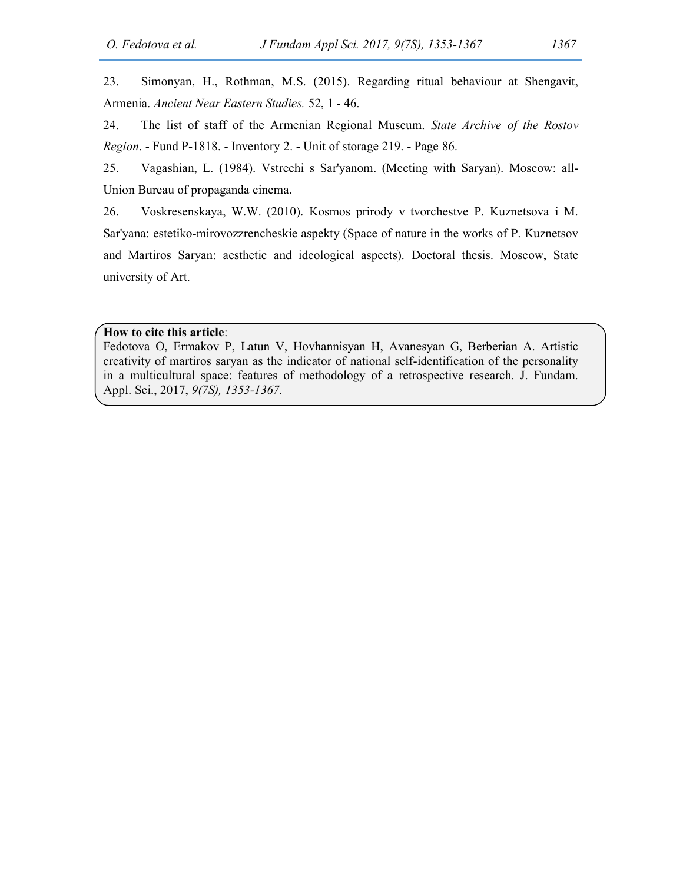23. Simonyan, H., Rothman, M.S. (2015). Regarding ritual behaviour at Shengavit, Armenia. *Ancient Near Eastern Studies.* 52, 1 - 46.

24. The list of staff of the Armenian Regional Museum. *State Archive of the Rostov Region*. - Fund P-1818. - Inventory 2. - Unit of storage 219. - Page 86.

25. Vagashian, L. (1984). Vstrechi s Sar'yanom. (Meeting with Saryan). Moscow: all-Union Bureau of propaganda cinema.

26. Voskresenskaya, W.W. (2010). Kosmos prirody v tvorchestve P. Kuznetsova i M. Sar'yana: estetiko-mirovozzrencheskie aspekty (Space of nature in the works of P. Kuznetsov and Martiros Saryan: aesthetic and ideological aspects). Doctoral thesis. Moscow, State university of Art.

**How to cite this article**:
Fedotova O, Ermakov P, Latun V, Hovhannisyan H, Avanesyan G, Berberian A. Artistic creativity of martiros saryan as the indicator of national self-identification of the personality in a multicultural space: features of methodology of a retrospective research. J. Fundam. Appl. Sci., 2017, *9(7S), 1353-1367.*